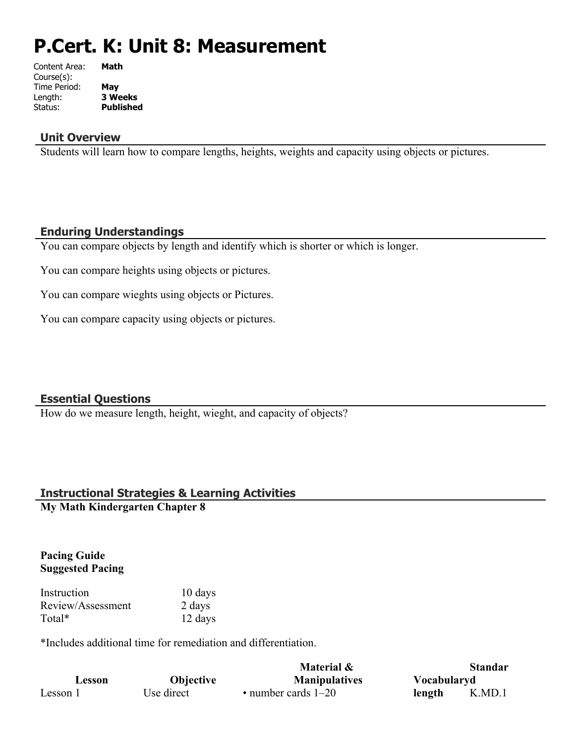# P.Cert. K: Unit 8: Measurement

Content Area: **Math**
Course(s):
Time Period: **May**
Length: **3 Weeks**
Status: **Published**

## Unit Overview

Students will learn how to compare lengths, heights, weights and capacity using objects or pictures.

## Enduring Understandings

You can compare objects by length and identify which is shorter or which is longer.

You can compare heights using objects or pictures.

You can compare wieghts using objects or Pictures.

You can compare capacity using objects or pictures.

## Essential Questions

How do we measure length, height, wieght, and capacity of objects?

## Instructional Strategies & Learning Activities

**My Math Kindergarten Chapter 8**

**Pacing Guide**
**Suggested Pacing**

| | |
|---|---|
| Instruction | 10 days |
| Review/Assessment | 2 days |
| Total* | 12 days |

*Includes additional time for remediation and differentiation.

| Lesson | Objective | Material & Manipulatives | Vocabulary | Standard |
|---|---|---|---|---|
| Lesson 1 | Use direct | • number cards 1–20 | **length** | K.MD.1 |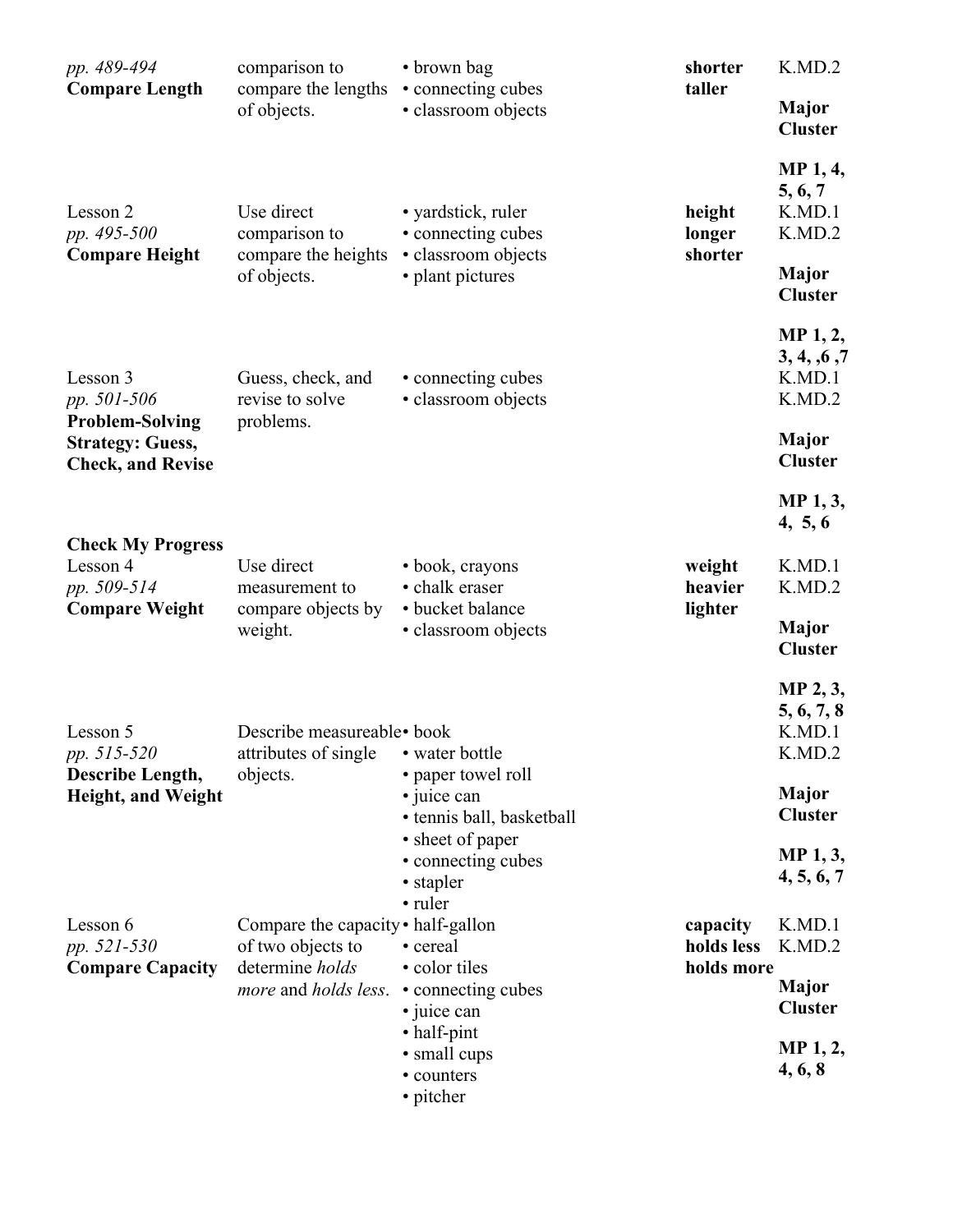| | | | | |
|---|---|---|---|---|
| *pp. 489-494* **Compare Length** | comparison to compare the lengths of objects. | • brown bag • connecting cubes • classroom objects | **shorter** **taller** | K.MD.2 **Major Cluster** **MP 1, 4, 5, 6, 7** |
| Lesson 2 *pp. 495-500* **Compare Height** | Use direct comparison to compare the heights of objects. | • yardstick, ruler • connecting cubes • classroom objects • plant pictures | **height** **longer** **shorter** | K.MD.1 K.MD.2 **Major Cluster** **MP 1, 2, 3, 4, ,6 ,7** |
| Lesson 3 *pp. 501-506* **Problem-Solving Strategy: Guess, Check, and Revise** | Guess, check, and revise to solve problems. | • connecting cubes • classroom objects | | K.MD.1 K.MD.2 **Major Cluster** **MP 1, 3, 4, 5, 6** |
| **Check My Progress** Lesson 4 *pp. 509-514* **Compare Weight** | Use direct measurement to compare objects by weight. | • book, crayons • chalk eraser • bucket balance • classroom objects | **weight** **heavier** **lighter** | K.MD.1 K.MD.2 **Major Cluster** **MP 2, 3, 5, 6, 7, 8** |
| Lesson 5 *pp. 515-520* **Describe Length, Height, and Weight** | Describe measureable attributes of single objects. | • book • water bottle • paper towel roll • juice can • tennis ball, basketball • sheet of paper • connecting cubes • stapler • ruler | | K.MD.1 K.MD.2 **Major Cluster** **MP 1, 3, 4, 5, 6, 7** |
| Lesson 6 *pp. 521-530* **Compare Capacity** | Compare the capacity of two objects to determine *holds more* and *holds less*. | • half-gallon • cereal • color tiles • connecting cubes • juice can • half-pint • small cups • counters • pitcher | **capacity** **holds less** **holds more** | K.MD.1 K.MD.2 **Major Cluster** **MP 1, 2, 4, 6, 8** |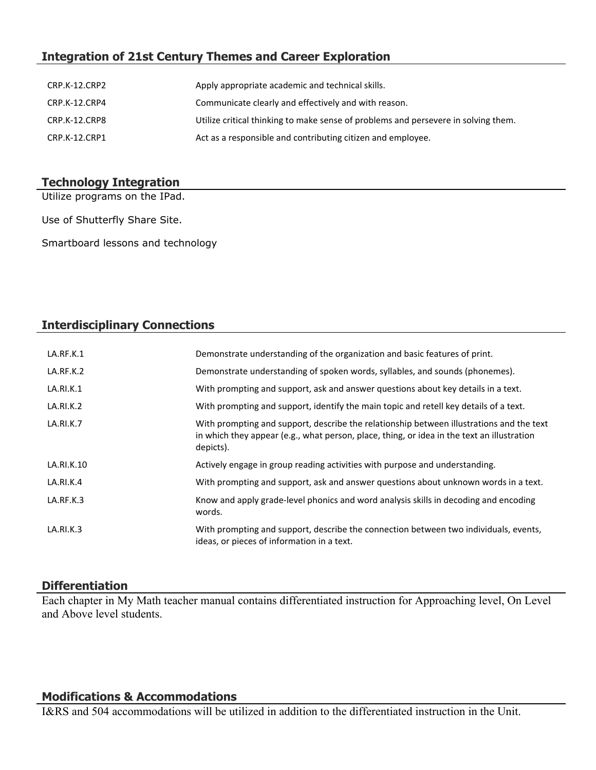## Integration of 21st Century Themes and Career Exploration

| | |
|---|---|
| CRP.K-12.CRP2 | Apply appropriate academic and technical skills. |
| CRP.K-12.CRP4 | Communicate clearly and effectively and with reason. |
| CRP.K-12.CRP8 | Utilize critical thinking to make sense of problems and persevere in solving them. |
| CRP.K-12.CRP1 | Act as a responsible and contributing citizen and employee. |

## Technology Integration

Utilize programs on the IPad.

Use of Shutterfly Share Site.

Smartboard lessons and technology

## Interdisciplinary Connections

| | |
|---|---|
| LA.RF.K.1 | Demonstrate understanding of the organization and basic features of print. |
| LA.RF.K.2 | Demonstrate understanding of spoken words, syllables, and sounds (phonemes). |
| LA.RI.K.1 | With prompting and support, ask and answer questions about key details in a text. |
| LA.RI.K.2 | With prompting and support, identify the main topic and retell key details of a text. |
| LA.RI.K.7 | With prompting and support, describe the relationship between illustrations and the text in which they appear (e.g., what person, place, thing, or idea in the text an illustration depicts). |
| LA.RI.K.10 | Actively engage in group reading activities with purpose and understanding. |
| LA.RI.K.4 | With prompting and support, ask and answer questions about unknown words in a text. |
| LA.RF.K.3 | Know and apply grade-level phonics and word analysis skills in decoding and encoding words. |
| LA.RI.K.3 | With prompting and support, describe the connection between two individuals, events, ideas, or pieces of information in a text. |

## Differentiation

Each chapter in My Math teacher manual contains differentiated instruction for Approaching level, On Level and Above level students.

## Modifications & Accommodations

I&RS and 504 accommodations will be utilized in addition to the differentiated instruction in the Unit.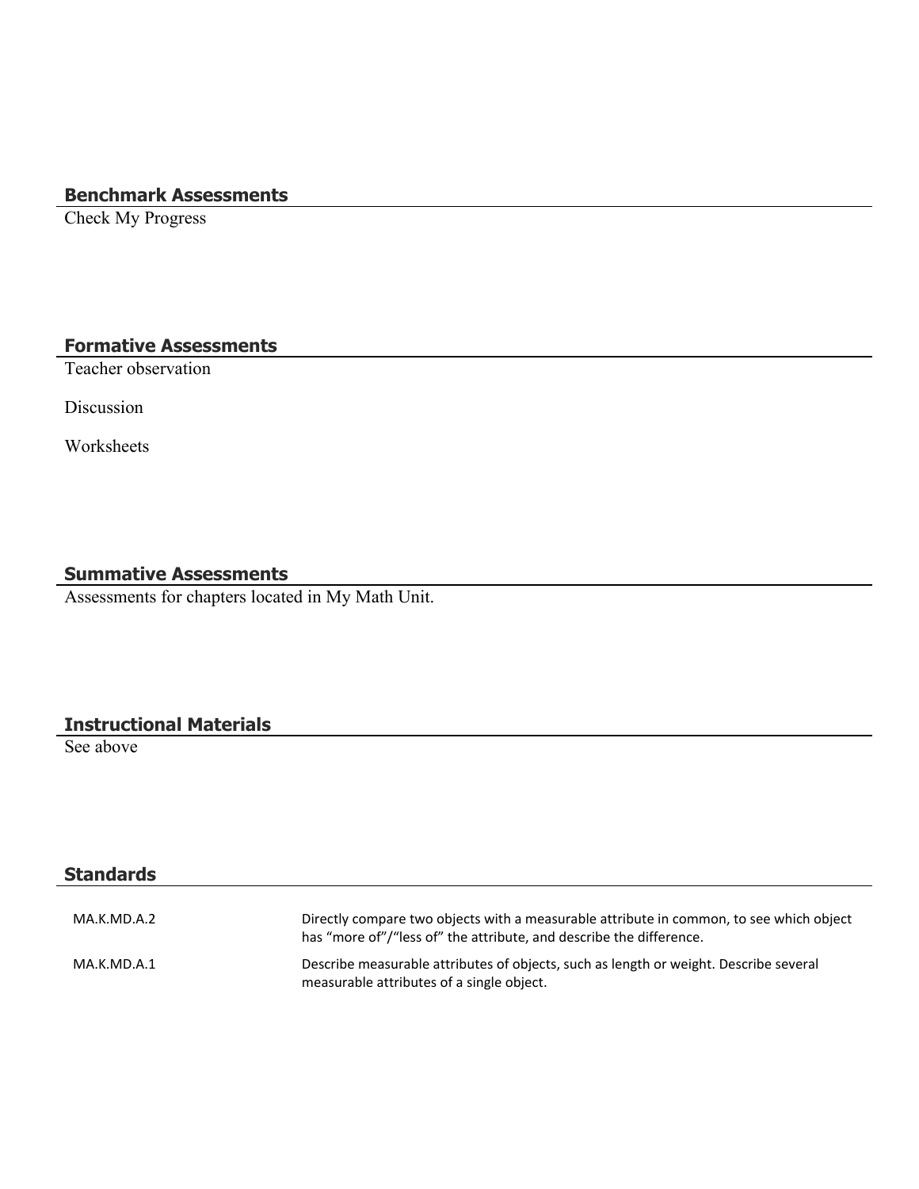## Benchmark Assessments

Check My Progress

## Formative Assessments

Teacher observation

Discussion

Worksheets

## Summative Assessments

Assessments for chapters located in My Math Unit.

## Instructional Materials

See above

## Standards

| | |
|---|---|
| MA.K.MD.A.2 | Directly compare two objects with a measurable attribute in common, to see which object has "more of"/"less of" the attribute, and describe the difference. |
| MA.K.MD.A.1 | Describe measurable attributes of objects, such as length or weight. Describe several measurable attributes of a single object. |